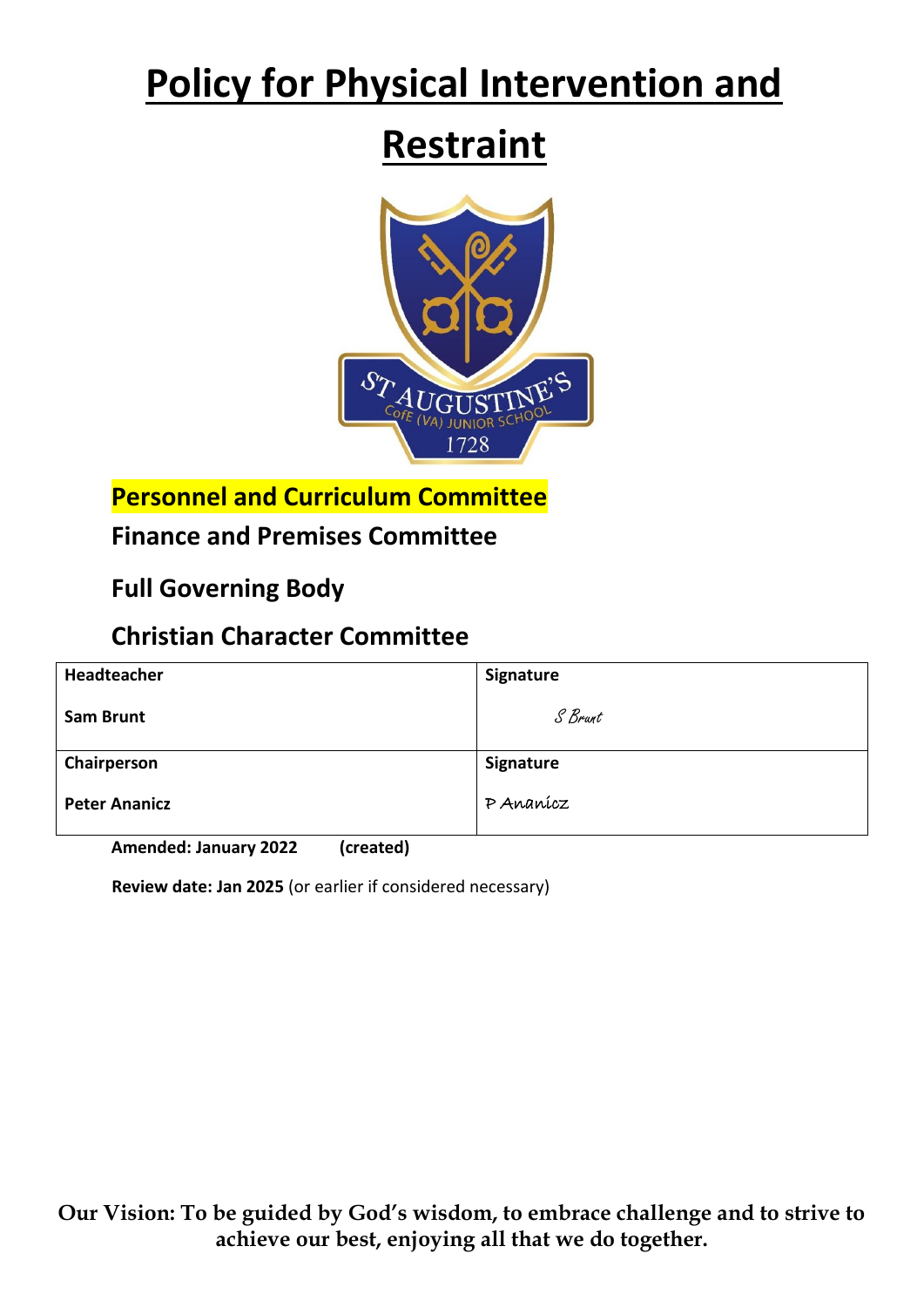# Policy for Physical Intervention and Restraint

**Personnel and Curriculum Committee**

**Finance and Premises Committee**

**Full Governing Body**

**Christian Character Committee**

| **Headteacher** | **Signature** |
|---|---|
| **Sam Brunt** | S Brunt |
| **Chairperson** | **Signature** |
| **Peter Ananicz** | P Ananicz |

**Amended: January 2022** **(created)**

**Review date: Jan 2025** (or earlier if considered necessary)

**Our Vision: To be guided by God's wisdom, to embrace challenge and to strive to achieve our best, enjoying all that we do together.**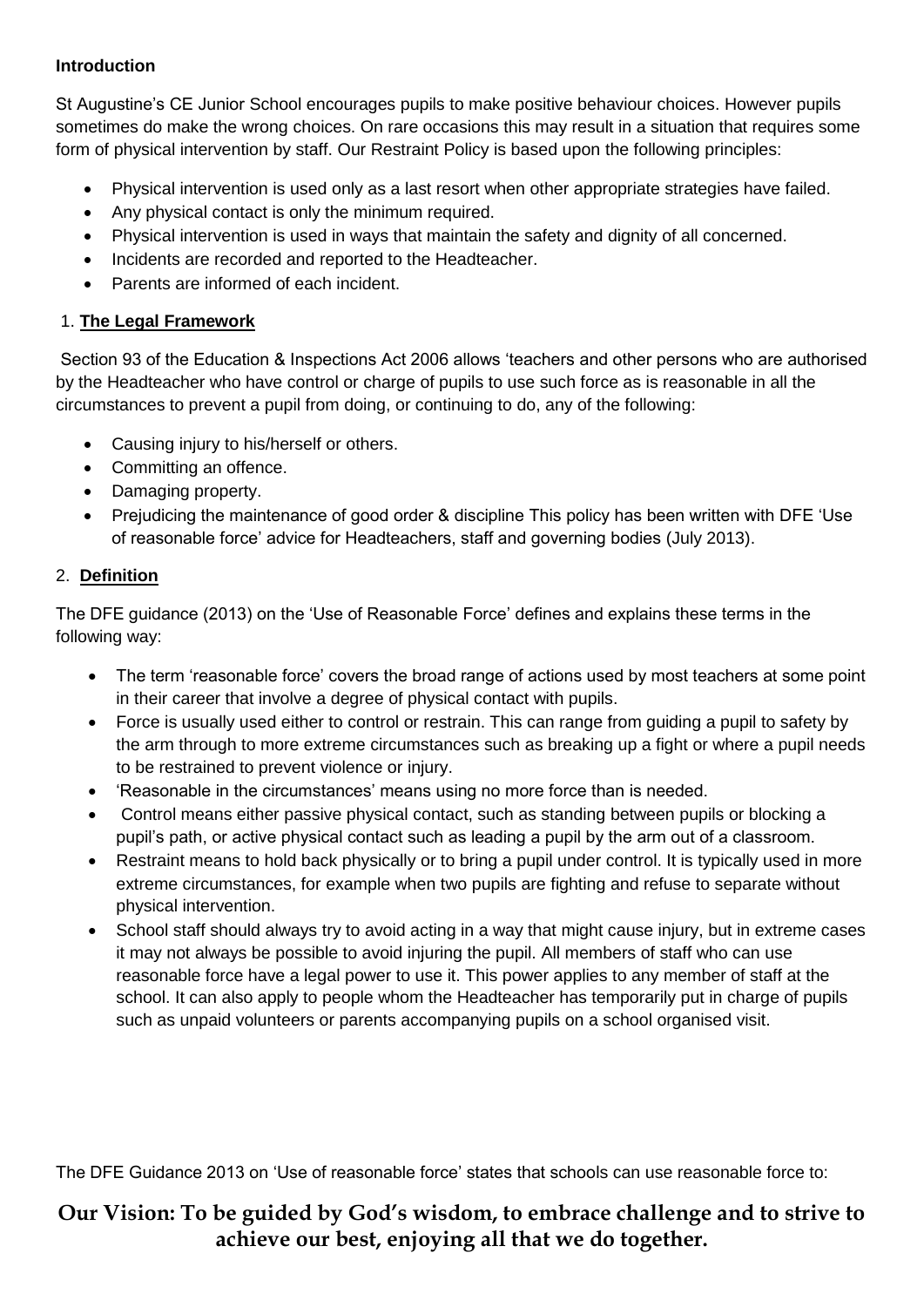**Introduction**

St Augustine's CE Junior School encourages pupils to make positive behaviour choices. However pupils sometimes do make the wrong choices. On rare occasions this may result in a situation that requires some form of physical intervention by staff. Our Restraint Policy is based upon the following principles:

- Physical intervention is used only as a last resort when other appropriate strategies have failed.
- Any physical contact is only the minimum required.
- Physical intervention is used in ways that maintain the safety and dignity of all concerned.
- Incidents are recorded and reported to the Headteacher.
- Parents are informed of each incident.

## 1. **The Legal Framework**

Section 93 of the Education & Inspections Act 2006 allows 'teachers and other persons who are authorised by the Headteacher who have control or charge of pupils to use such force as is reasonable in all the circumstances to prevent a pupil from doing, or continuing to do, any of the following:

- Causing injury to his/herself or others.
- Committing an offence.
- Damaging property.
- Prejudicing the maintenance of good order & discipline This policy has been written with DFE 'Use of reasonable force' advice for Headteachers, staff and governing bodies (July 2013).

## 2. **Definition**

The DFE guidance (2013) on the 'Use of Reasonable Force' defines and explains these terms in the following way:

- The term 'reasonable force' covers the broad range of actions used by most teachers at some point in their career that involve a degree of physical contact with pupils.
- Force is usually used either to control or restrain. This can range from guiding a pupil to safety by the arm through to more extreme circumstances such as breaking up a fight or where a pupil needs to be restrained to prevent violence or injury.
- 'Reasonable in the circumstances' means using no more force than is needed.
- Control means either passive physical contact, such as standing between pupils or blocking a pupil's path, or active physical contact such as leading a pupil by the arm out of a classroom.
- Restraint means to hold back physically or to bring a pupil under control. It is typically used in more extreme circumstances, for example when two pupils are fighting and refuse to separate without physical intervention.
- School staff should always try to avoid acting in a way that might cause injury, but in extreme cases it may not always be possible to avoid injuring the pupil. All members of staff who can use reasonable force have a legal power to use it. This power applies to any member of staff at the school. It can also apply to people whom the Headteacher has temporarily put in charge of pupils such as unpaid volunteers or parents accompanying pupils on a school organised visit.

The DFE Guidance 2013 on 'Use of reasonable force' states that schools can use reasonable force to: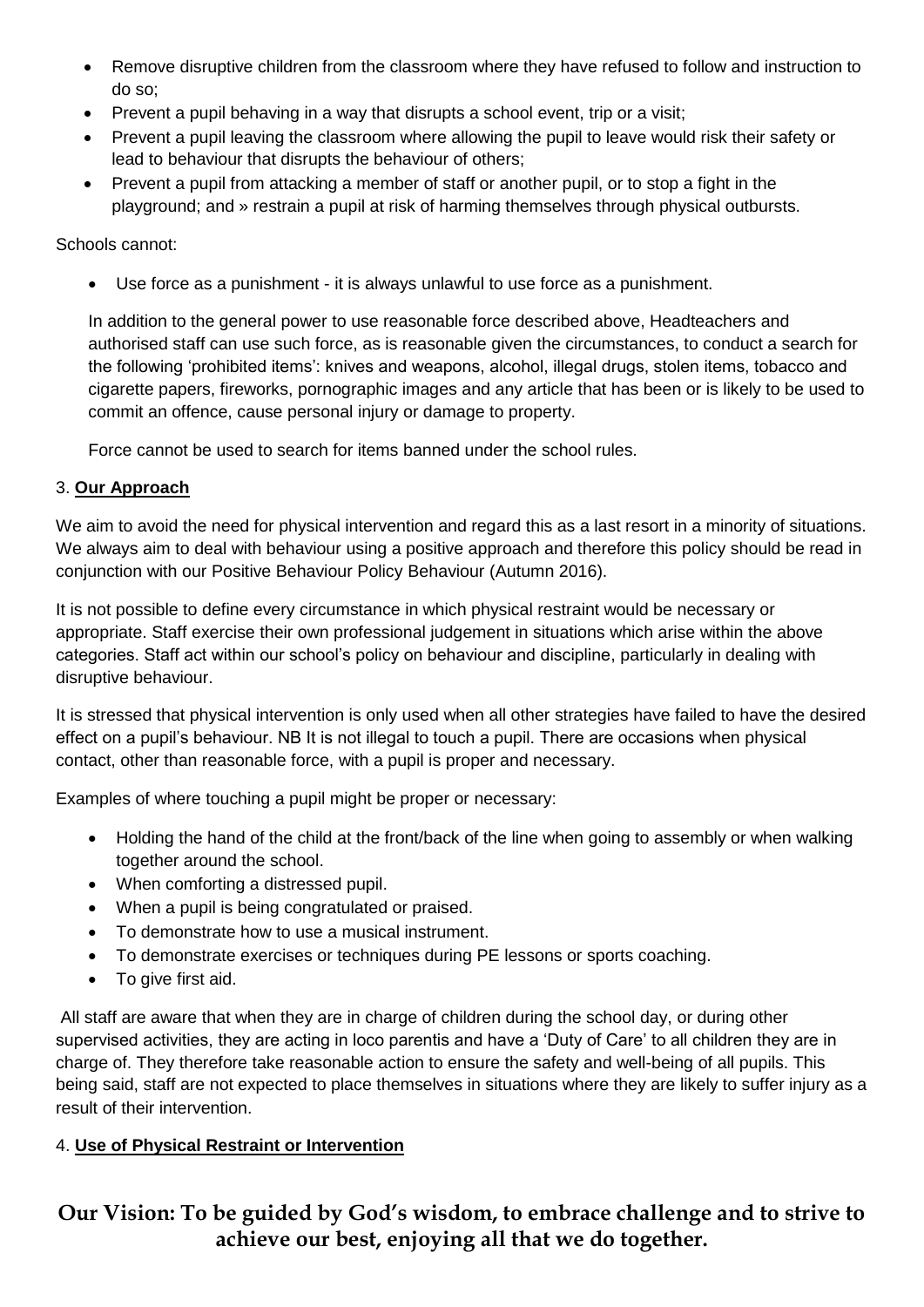- Remove disruptive children from the classroom where they have refused to follow and instruction to do so;
- Prevent a pupil behaving in a way that disrupts a school event, trip or a visit;
- Prevent a pupil leaving the classroom where allowing the pupil to leave would risk their safety or lead to behaviour that disrupts the behaviour of others;
- Prevent a pupil from attacking a member of staff or another pupil, or to stop a fight in the playground; and » restrain a pupil at risk of harming themselves through physical outbursts.

Schools cannot:

- Use force as a punishment - it is always unlawful to use force as a punishment.

In addition to the general power to use reasonable force described above, Headteachers and authorised staff can use such force, as is reasonable given the circumstances, to conduct a search for the following 'prohibited items': knives and weapons, alcohol, illegal drugs, stolen items, tobacco and cigarette papers, fireworks, pornographic images and any article that has been or is likely to be used to commit an offence, cause personal injury or damage to property.

Force cannot be used to search for items banned under the school rules.

## 3. **Our Approach**

We aim to avoid the need for physical intervention and regard this as a last resort in a minority of situations. We always aim to deal with behaviour using a positive approach and therefore this policy should be read in conjunction with our Positive Behaviour Policy Behaviour (Autumn 2016).

It is not possible to define every circumstance in which physical restraint would be necessary or appropriate. Staff exercise their own professional judgement in situations which arise within the above categories. Staff act within our school's policy on behaviour and discipline, particularly in dealing with disruptive behaviour.

It is stressed that physical intervention is only used when all other strategies have failed to have the desired effect on a pupil's behaviour. NB It is not illegal to touch a pupil. There are occasions when physical contact, other than reasonable force, with a pupil is proper and necessary.

Examples of where touching a pupil might be proper or necessary:

- Holding the hand of the child at the front/back of the line when going to assembly or when walking together around the school.
- When comforting a distressed pupil.
- When a pupil is being congratulated or praised.
- To demonstrate how to use a musical instrument.
- To demonstrate exercises or techniques during PE lessons or sports coaching.
- To give first aid.

All staff are aware that when they are in charge of children during the school day, or during other supervised activities, they are acting in loco parentis and have a 'Duty of Care' to all children they are in charge of. They therefore take reasonable action to ensure the safety and well-being of all pupils. This being said, staff are not expected to place themselves in situations where they are likely to suffer injury as a result of their intervention.

## 4. **Use of Physical Restraint or Intervention**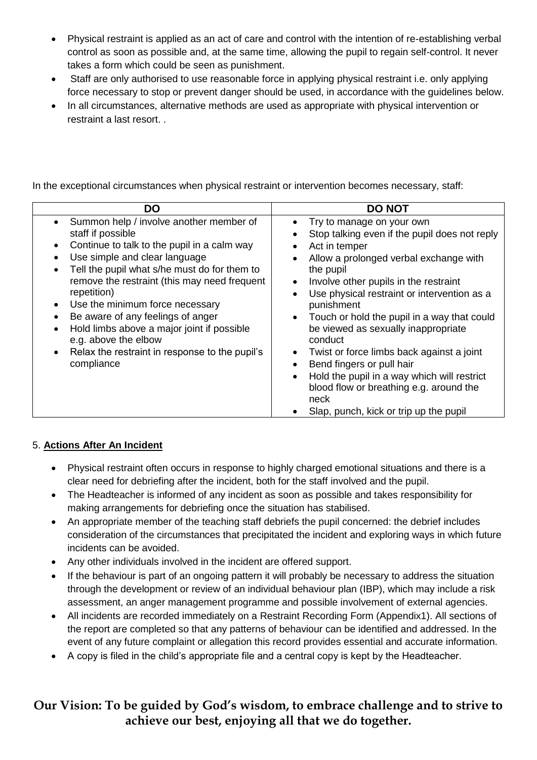- Physical restraint is applied as an act of care and control with the intention of re-establishing verbal control as soon as possible and, at the same time, allowing the pupil to regain self-control. It never takes a form which could be seen as punishment.
- Staff are only authorised to use reasonable force in applying physical restraint i.e. only applying force necessary to stop or prevent danger should be used, in accordance with the guidelines below.
- In all circumstances, alternative methods are used as appropriate with physical intervention or restraint a last resort. .

In the exceptional circumstances when physical restraint or intervention becomes necessary, staff:

| DO | DO NOT |
|---|---|
| • Summon help / involve another member of staff if possible<br>• Continue to talk to the pupil in a calm way<br>• Use simple and clear language<br>• Tell the pupil what s/he must do for them to remove the restraint (this may need frequent repetition)<br>• Use the minimum force necessary<br>• Be aware of any feelings of anger<br>• Hold limbs above a major joint if possible e.g. above the elbow<br>• Relax the restraint in response to the pupil's compliance | • Try to manage on your own<br>• Stop talking even if the pupil does not reply<br>• Act in temper<br>• Allow a prolonged verbal exchange with the pupil<br>• Involve other pupils in the restraint<br>• Use physical restraint or intervention as a punishment<br>• Touch or hold the pupil in a way that could be viewed as sexually inappropriate conduct<br>• Twist or force limbs back against a joint<br>• Bend fingers or pull hair<br>• Hold the pupil in a way which will restrict blood flow or breathing e.g. around the neck<br>• Slap, punch, kick or trip up the pupil |

5. **Actions After An Incident**

- Physical restraint often occurs in response to highly charged emotional situations and there is a clear need for debriefing after the incident, both for the staff involved and the pupil.
- The Headteacher is informed of any incident as soon as possible and takes responsibility for making arrangements for debriefing once the situation has stabilised.
- An appropriate member of the teaching staff debriefs the pupil concerned: the debrief includes consideration of the circumstances that precipitated the incident and exploring ways in which future incidents can be avoided.
- Any other individuals involved in the incident are offered support.
- If the behaviour is part of an ongoing pattern it will probably be necessary to address the situation through the development or review of an individual behaviour plan (IBP), which may include a risk assessment, an anger management programme and possible involvement of external agencies.
- All incidents are recorded immediately on a Restraint Recording Form (Appendix1). All sections of the report are completed so that any patterns of behaviour can be identified and addressed. In the event of any future complaint or allegation this record provides essential and accurate information.
- A copy is filed in the child's appropriate file and a central copy is kept by the Headteacher.

**Our Vision: To be guided by God's wisdom, to embrace challenge and to strive to achieve our best, enjoying all that we do together.**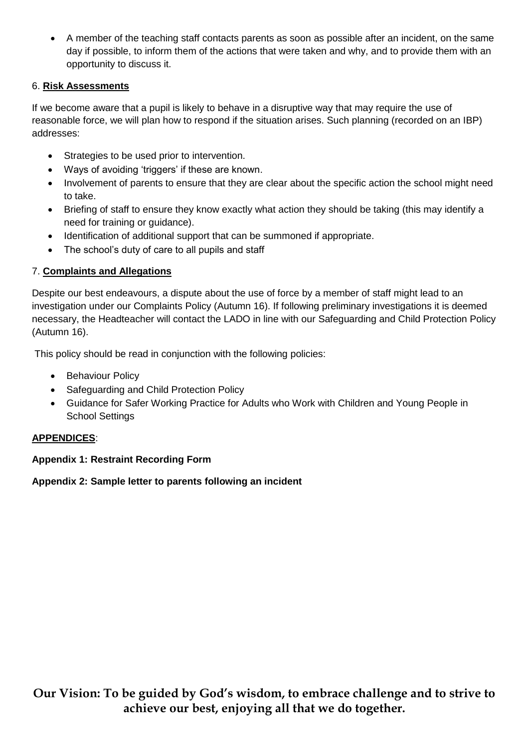- A member of the teaching staff contacts parents as soon as possible after an incident, on the same day if possible, to inform them of the actions that were taken and why, and to provide them with an opportunity to discuss it.

6. **Risk Assessments**

If we become aware that a pupil is likely to behave in a disruptive way that may require the use of reasonable force, we will plan how to respond if the situation arises. Such planning (recorded on an IBP) addresses:

- Strategies to be used prior to intervention.
- Ways of avoiding 'triggers' if these are known.
- Involvement of parents to ensure that they are clear about the specific action the school might need to take.
- Briefing of staff to ensure they know exactly what action they should be taking (this may identify a need for training or guidance).
- Identification of additional support that can be summoned if appropriate.
- The school's duty of care to all pupils and staff

7. **Complaints and Allegations**

Despite our best endeavours, a dispute about the use of force by a member of staff might lead to an investigation under our Complaints Policy (Autumn 16). If following preliminary investigations it is deemed necessary, the Headteacher will contact the LADO in line with our Safeguarding and Child Protection Policy (Autumn 16).

This policy should be read in conjunction with the following policies:

- Behaviour Policy
- Safeguarding and Child Protection Policy
- Guidance for Safer Working Practice for Adults who Work with Children and Young People in School Settings

**APPENDICES**:

**Appendix 1: Restraint Recording Form**

**Appendix 2: Sample letter to parents following an incident**

**Our Vision: To be guided by God's wisdom, to embrace challenge and to strive to achieve our best, enjoying all that we do together.**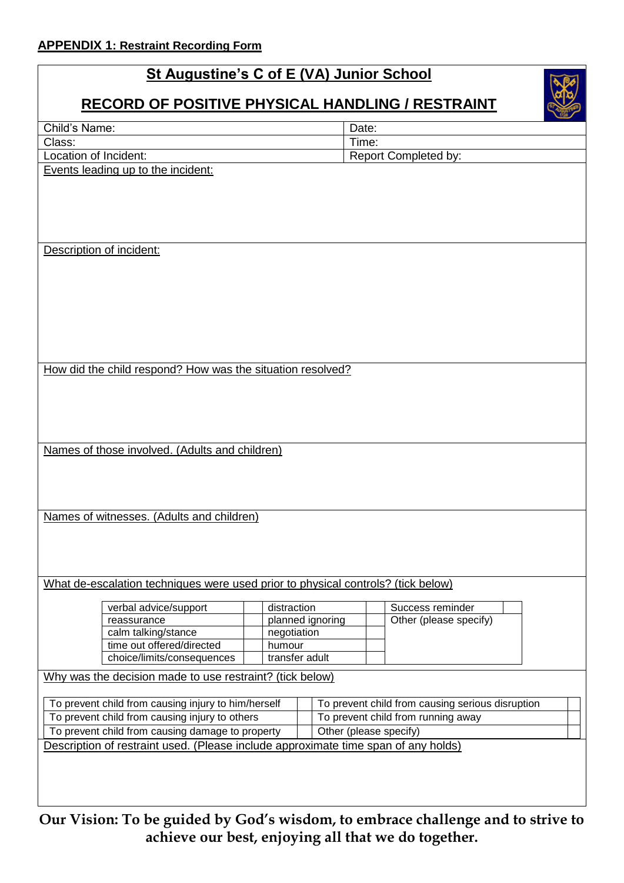**APPENDIX 1: Restraint Recording Form**

## St Augustine's C of E (VA) Junior School

## RECORD OF POSITIVE PHYSICAL HANDLING / RESTRAINT

| Child's Name: | Date: |
|---|---|
| Class: | Time: |
| Location of Incident: | Report Completed by: |

Events leading up to the incident:

Description of incident:

How did the child respond? How was the situation resolved?

Names of those involved. (Adults and children)

Names of witnesses. (Adults and children)

What de-escalation techniques were used prior to physical controls? (tick below)

| | | | | | |
|---|---|---|---|---|---|
| verbal advice/support | | distraction | | Success reminder | |
| reassurance | | planned ignoring | | Other (please specify) | |
| calm talking/stance | | negotiation | | | |
| time out offered/directed | | humour | | | |
| choice/limits/consequences | | transfer adult | | | |

Why was the decision made to use restraint? (tick below)

| | | | |
|---|---|---|---|
| To prevent child from causing injury to him/herself | | To prevent child from causing serious disruption | |
| To prevent child from causing injury to others | | To prevent child from running away | |
| To prevent child from causing damage to property | | Other (please specify) | |

Description of restraint used. (Please include approximate time span of any holds)

**Our Vision: To be guided by God's wisdom, to embrace challenge and to strive to achieve our best, enjoying all that we do together.**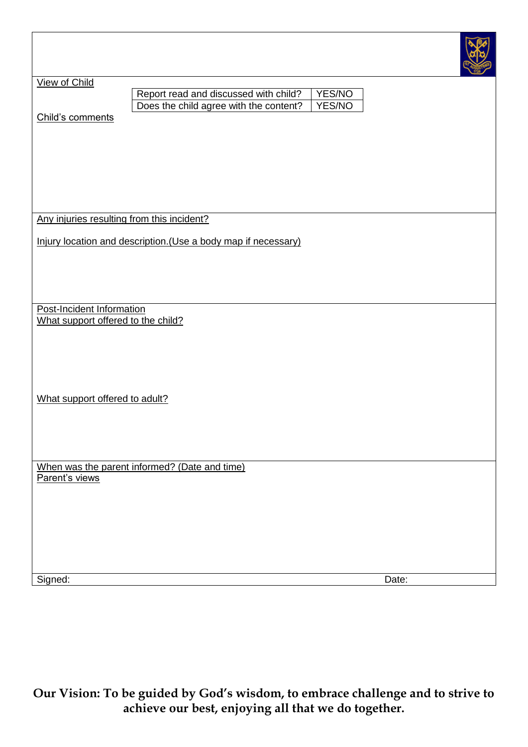View of Child

| Report read and discussed with child? | YES/NO |
| --- | --- |
| Does the child agree with the content? | YES/NO |

Child's comments

Any injuries resulting from this incident?

Injury location and description.(Use a body map if necessary)

Post-Incident Information

What support offered to the child?

What support offered to adult?

When was the parent informed? (Date and time)

Parent's views

Signed: Date:

**Our Vision: To be guided by God's wisdom, to embrace challenge and to strive to achieve our best, enjoying all that we do together.**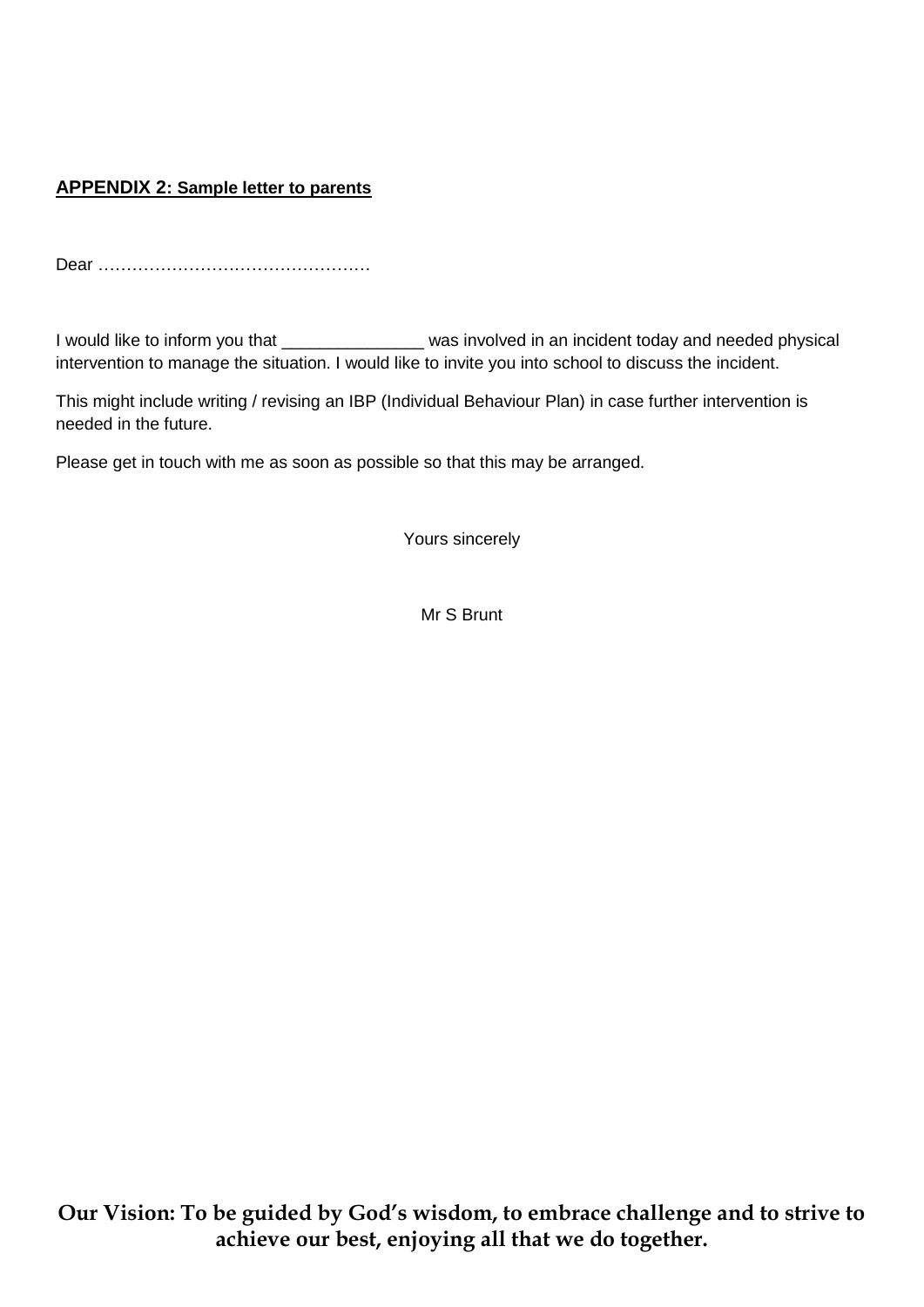**APPENDIX 2: Sample letter to parents**

Dear …………………………………………

I would like to inform you that _______________ was involved in an incident today and needed physical intervention to manage the situation. I would like to invite you into school to discuss the incident.

This might include writing / revising an IBP (Individual Behaviour Plan) in case further intervention is needed in the future.

Please get in touch with me as soon as possible so that this may be arranged.

Yours sincerely

Mr S Brunt